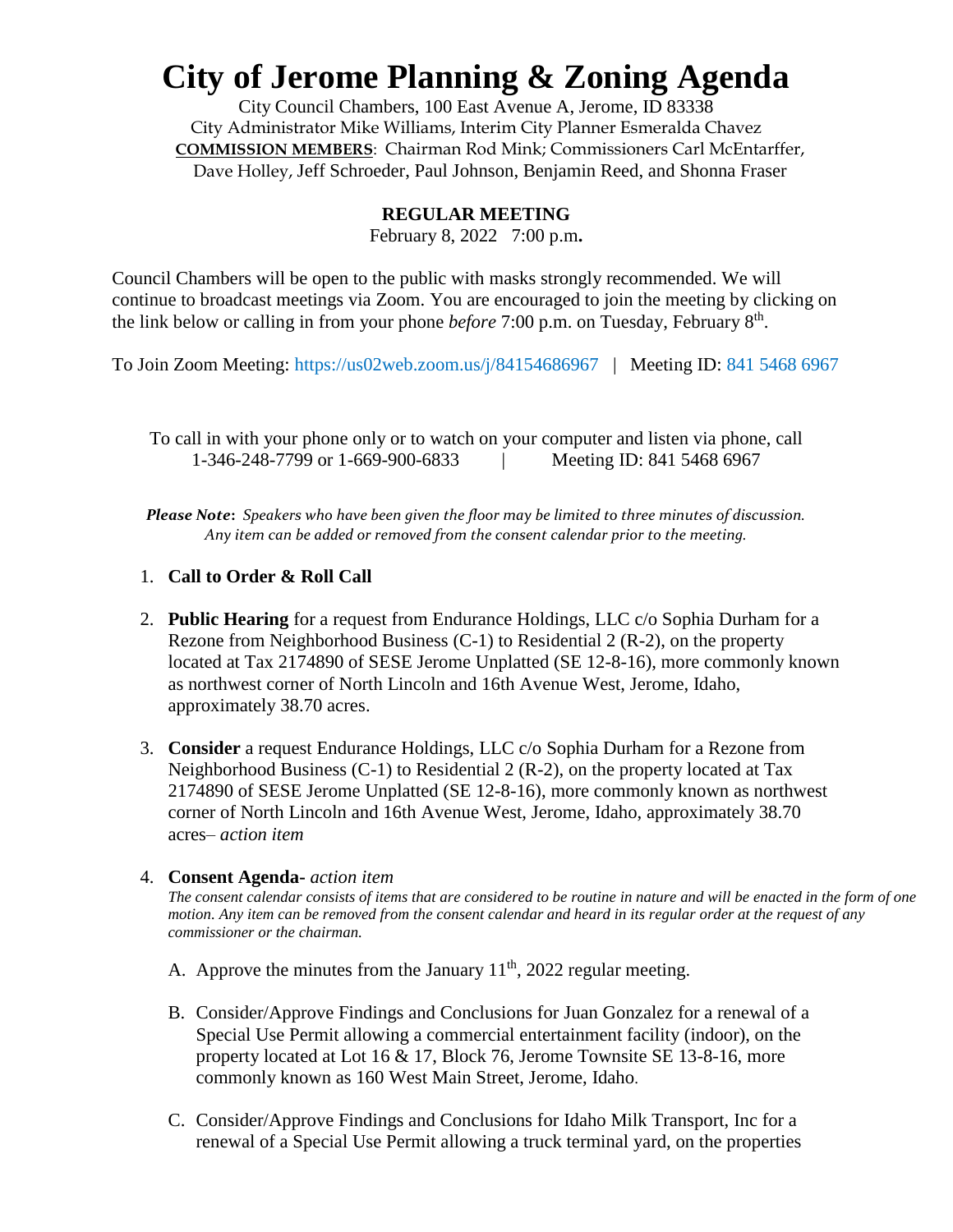# City of Jerome Planning & Zoning Agenda

City Council Chambers, 100 East Avenue A, Jerome, ID 83338
City Administrator Mike Williams, Interim City Planner Esmeralda Chavez
**COMMISSION MEMBERS**: Chairman Rod Mink; Commissioners Carl McEntarffer, Dave Holley, Jeff Schroeder, Paul Johnson, Benjamin Reed, and Shonna Fraser

**REGULAR MEETING**

February 8, 2022 7:00 p.m.

Council Chambers will be open to the public with masks strongly recommended. We will continue to broadcast meetings via Zoom. You are encouraged to join the meeting by clicking on the link below or calling in from your phone *before* 7:00 p.m. on Tuesday, February 8th.

To Join Zoom Meeting: https://us02web.zoom.us/j/84154686967 | Meeting ID: 841 5468 6967

To call in with your phone only or to watch on your computer and listen via phone, call 1-346-248-7799 or 1-669-900-6833 | Meeting ID: 841 5468 6967

***Please Note*:** *Speakers who have been given the floor may be limited to three minutes of discussion. Any item can be added or removed from the consent calendar prior to the meeting.*

1. **Call to Order & Roll Call**

2. **Public Hearing** for a request from Endurance Holdings, LLC c/o Sophia Durham for a Rezone from Neighborhood Business (C-1) to Residential 2 (R-2), on the property located at Tax 2174890 of SESE Jerome Unplatted (SE 12-8-16), more commonly known as northwest corner of North Lincoln and 16th Avenue West, Jerome, Idaho, approximately 38.70 acres.

3. **Consider** a request Endurance Holdings, LLC c/o Sophia Durham for a Rezone from Neighborhood Business (C-1) to Residential 2 (R-2), on the property located at Tax 2174890 of SESE Jerome Unplatted (SE 12-8-16), more commonly known as northwest corner of North Lincoln and 16th Avenue West, Jerome, Idaho, approximately 38.70 acres– *action item*

4. **Consent Agenda-** *action item*
   *The consent calendar consists of items that are considered to be routine in nature and will be enacted in the form of one motion. Any item can be removed from the consent calendar and heard in its regular order at the request of any commissioner or the chairman.*

   A. Approve the minutes from the January 11th, 2022 regular meeting.

   B. Consider/Approve Findings and Conclusions for Juan Gonzalez for a renewal of a Special Use Permit allowing a commercial entertainment facility (indoor), on the property located at Lot 16 & 17, Block 76, Jerome Townsite SE 13-8-16, more commonly known as 160 West Main Street, Jerome, Idaho.

   C. Consider/Approve Findings and Conclusions for Idaho Milk Transport, Inc for a renewal of a Special Use Permit allowing a truck terminal yard, on the properties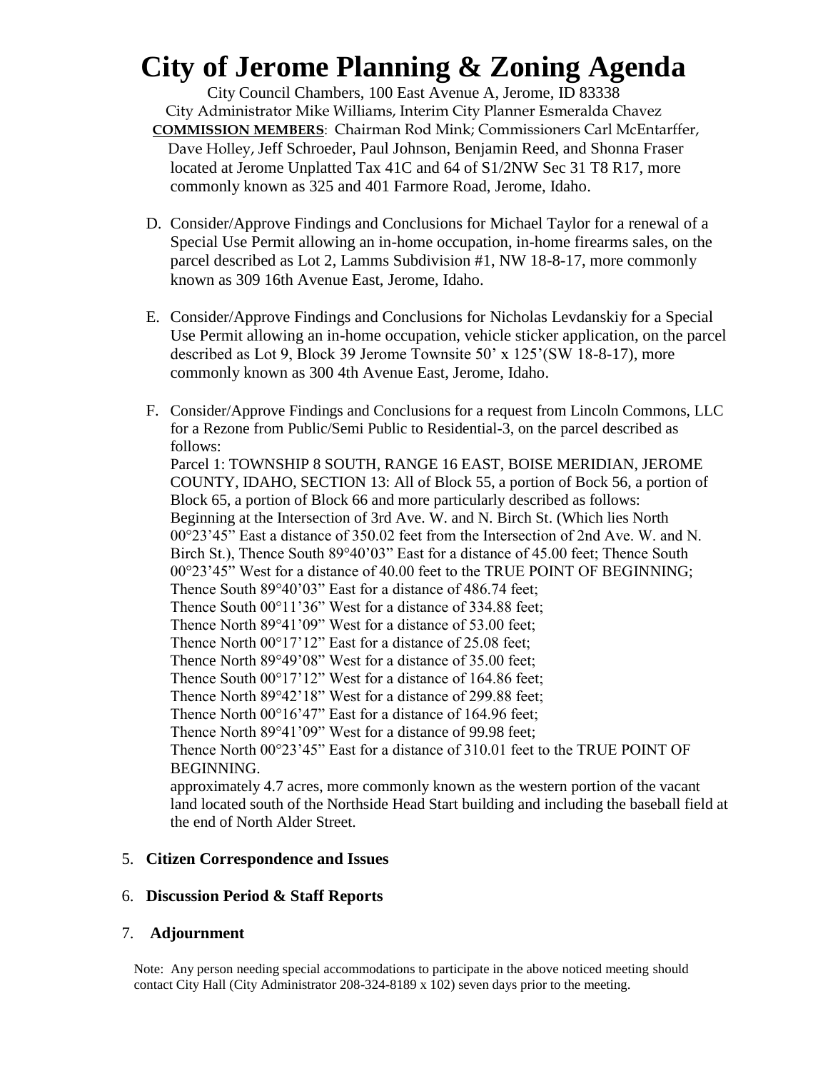# City of Jerome Planning & Zoning Agenda

City Council Chambers, 100 East Avenue A, Jerome, ID 83338
City Administrator Mike Williams, Interim City Planner Esmeralda Chavez
**COMMISSION MEMBERS**: Chairman Rod Mink; Commissioners Carl McEntarffer, Dave Holley, Jeff Schroeder, Paul Johnson, Benjamin Reed, and Shonna Fraser

located at Jerome Unplatted Tax 41C and 64 of S1/2NW Sec 31 T8 R17, more commonly known as 325 and 401 Farmore Road, Jerome, Idaho.

D. Consider/Approve Findings and Conclusions for Michael Taylor for a renewal of a Special Use Permit allowing an in-home occupation, in-home firearms sales, on the parcel described as Lot 2, Lamms Subdivision #1, NW 18-8-17, more commonly known as 309 16th Avenue East, Jerome, Idaho.

E. Consider/Approve Findings and Conclusions for Nicholas Levdanskiy for a Special Use Permit allowing an in-home occupation, vehicle sticker application, on the parcel described as Lot 9, Block 39 Jerome Townsite 50' x 125'(SW 18-8-17), more commonly known as 300 4th Avenue East, Jerome, Idaho.

F. Consider/Approve Findings and Conclusions for a request from Lincoln Commons, LLC for a Rezone from Public/Semi Public to Residential-3, on the parcel described as follows:
Parcel 1: TOWNSHIP 8 SOUTH, RANGE 16 EAST, BOISE MERIDIAN, JEROME COUNTY, IDAHO, SECTION 13: All of Block 55, a portion of Bock 56, a portion of Block 65, a portion of Block 66 and more particularly described as follows:
Beginning at the Intersection of 3rd Ave. W. and N. Birch St. (Which lies North 00°23'45" East a distance of 350.02 feet from the Intersection of 2nd Ave. W. and N. Birch St.), Thence South 89°40'03" East for a distance of 45.00 feet; Thence South 00°23'45" West for a distance of 40.00 feet to the TRUE POINT OF BEGINNING;
Thence South 89°40'03" East for a distance of 486.74 feet;
Thence South 00°11'36" West for a distance of 334.88 feet;
Thence North 89°41'09" West for a distance of 53.00 feet;
Thence North 00°17'12" East for a distance of 25.08 feet;
Thence North 89°49'08" West for a distance of 35.00 feet;
Thence South 00°17'12" West for a distance of 164.86 feet;
Thence North 89°42'18" West for a distance of 299.88 feet;
Thence North 00°16'47" East for a distance of 164.96 feet;
Thence North 89°41'09" West for a distance of 99.98 feet;
Thence North 00°23'45" East for a distance of 310.01 feet to the TRUE POINT OF BEGINNING.
approximately 4.7 acres, more commonly known as the western portion of the vacant land located south of the Northside Head Start building and including the baseball field at the end of North Alder Street.

5. **Citizen Correspondence and Issues**

6. **Discussion Period & Staff Reports**

7. **Adjournment**

Note: Any person needing special accommodations to participate in the above noticed meeting should contact City Hall (City Administrator 208-324-8189 x 102) seven days prior to the meeting.